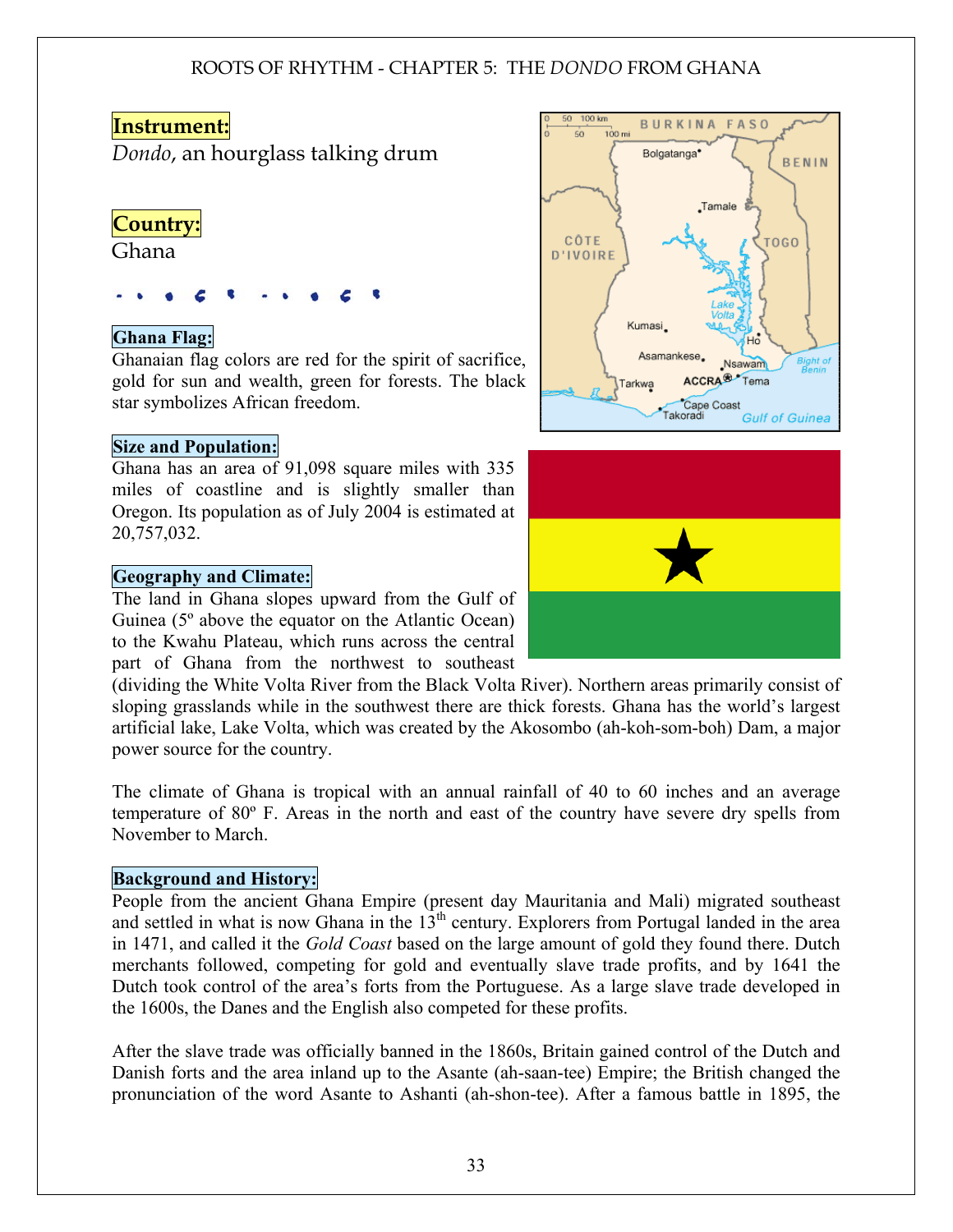**Instrument:**

*Dondo*, an hourglass talking drum

**Country:**

Ghana

**Ghana Flag:**

Ghanaian flag colors are red for the spirit of sacrifice, gold for sun and wealth, green for forests. The black star symbolizes African freedom.

**Size and Population:**

Ghana has an area of 91,098 square miles with 335 miles of coastline and is slightly smaller than Oregon. Its population as of July 2004 is estimated at 20,757,032.

**Geography and Climate:**

The land in Ghana slopes upward from the Gulf of Guinea (5º above the equator on the Atlantic Ocean) to the Kwahu Plateau, which runs across the central part of Ghana from the northwest to southeast (dividing the White Volta River from the Black Volta River). Northern areas primarily consist of sloping grasslands while in the southwest there are thick forests. Ghana has the world's largest artificial lake, Lake Volta, which was created by the Akosombo (ah-koh-som-boh) Dam, a major power source for the country.

The climate of Ghana is tropical with an annual rainfall of 40 to 60 inches and an average temperature of 80º F. Areas in the north and east of the country have severe dry spells from November to March.

**Background and History:**

People from the ancient Ghana Empire (present day Mauritania and Mali) migrated southeast and settled in what is now Ghana in the 13th century. Explorers from Portugal landed in the area in 1471, and called it the *Gold Coast* based on the large amount of gold they found there. Dutch merchants followed, competing for gold and eventually slave trade profits, and by 1641 the Dutch took control of the area's forts from the Portuguese. As a large slave trade developed in the 1600s, the Danes and the English also competed for these profits.

After the slave trade was officially banned in the 1860s, Britain gained control of the Dutch and Danish forts and the area inland up to the Asante (ah-saan-tee) Empire; the British changed the pronunciation of the word Asante to Ashanti (ah-shon-tee). After a famous battle in 1895, the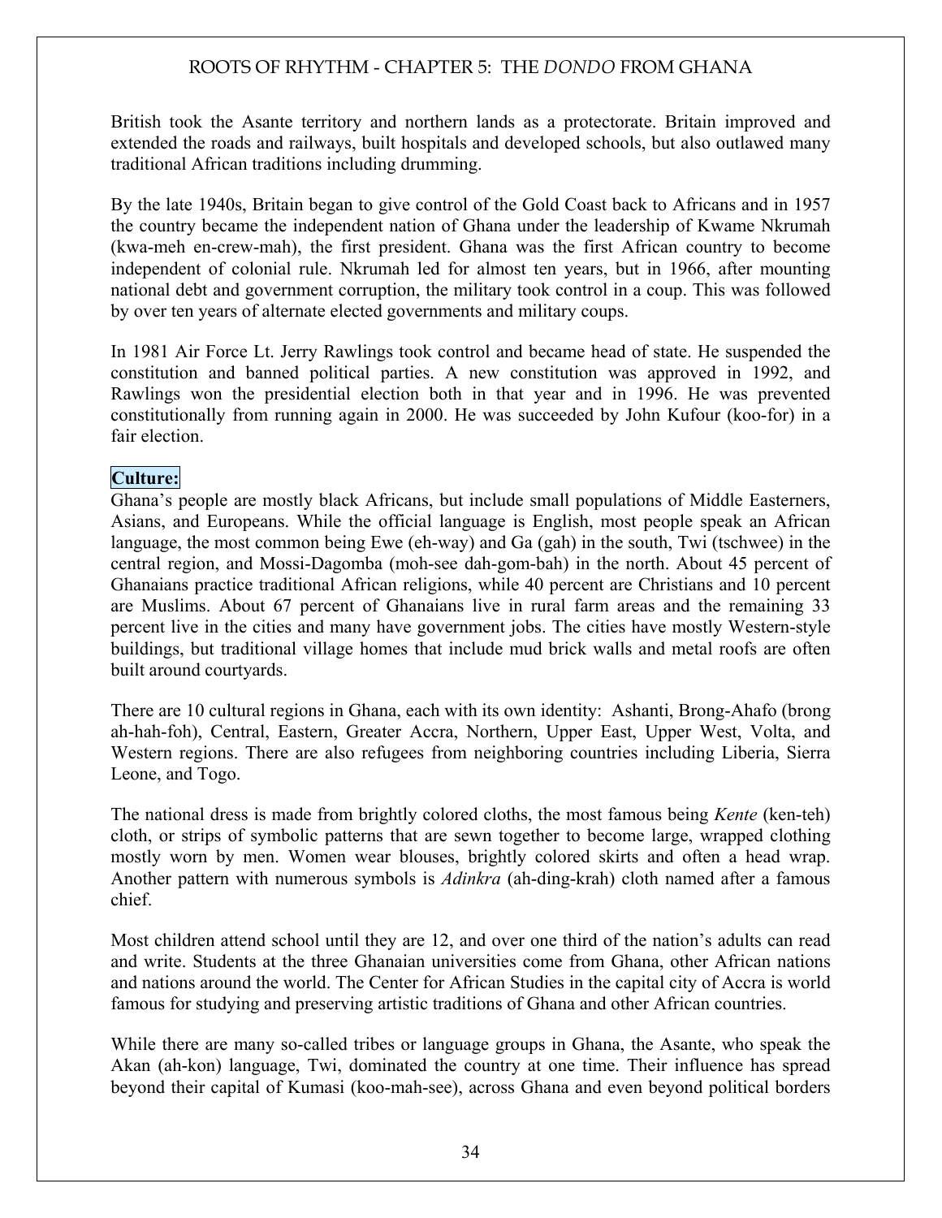British took the Asante territory and northern lands as a protectorate. Britain improved and extended the roads and railways, built hospitals and developed schools, but also outlawed many traditional African traditions including drumming.

By the late 1940s, Britain began to give control of the Gold Coast back to Africans and in 1957 the country became the independent nation of Ghana under the leadership of Kwame Nkrumah (kwa-meh en-crew-mah), the first president. Ghana was the first African country to become independent of colonial rule. Nkrumah led for almost ten years, but in 1966, after mounting national debt and government corruption, the military took control in a coup. This was followed by over ten years of alternate elected governments and military coups.

In 1981 Air Force Lt. Jerry Rawlings took control and became head of state. He suspended the constitution and banned political parties. A new constitution was approved in 1992, and Rawlings won the presidential election both in that year and in 1996. He was prevented constitutionally from running again in 2000. He was succeeded by John Kufour (koo-for) in a fair election.

**Culture:**

Ghana's people are mostly black Africans, but include small populations of Middle Easterners, Asians, and Europeans. While the official language is English, most people speak an African language, the most common being Ewe (eh-way) and Ga (gah) in the south, Twi (tschwee) in the central region, and Mossi-Dagomba (moh-see dah-gom-bah) in the north. About 45 percent of Ghanaians practice traditional African religions, while 40 percent are Christians and 10 percent are Muslims. About 67 percent of Ghanaians live in rural farm areas and the remaining 33 percent live in the cities and many have government jobs. The cities have mostly Western-style buildings, but traditional village homes that include mud brick walls and metal roofs are often built around courtyards.

There are 10 cultural regions in Ghana, each with its own identity: Ashanti, Brong-Ahafo (brong ah-hah-foh), Central, Eastern, Greater Accra, Northern, Upper East, Upper West, Volta, and Western regions. There are also refugees from neighboring countries including Liberia, Sierra Leone, and Togo.

The national dress is made from brightly colored cloths, the most famous being *Kente* (ken-teh) cloth, or strips of symbolic patterns that are sewn together to become large, wrapped clothing mostly worn by men. Women wear blouses, brightly colored skirts and often a head wrap. Another pattern with numerous symbols is *Adinkra* (ah-ding-krah) cloth named after a famous chief.

Most children attend school until they are 12, and over one third of the nation's adults can read and write. Students at the three Ghanaian universities come from Ghana, other African nations and nations around the world. The Center for African Studies in the capital city of Accra is world famous for studying and preserving artistic traditions of Ghana and other African countries.

While there are many so-called tribes or language groups in Ghana, the Asante, who speak the Akan (ah-kon) language, Twi, dominated the country at one time. Their influence has spread beyond their capital of Kumasi (koo-mah-see), across Ghana and even beyond political borders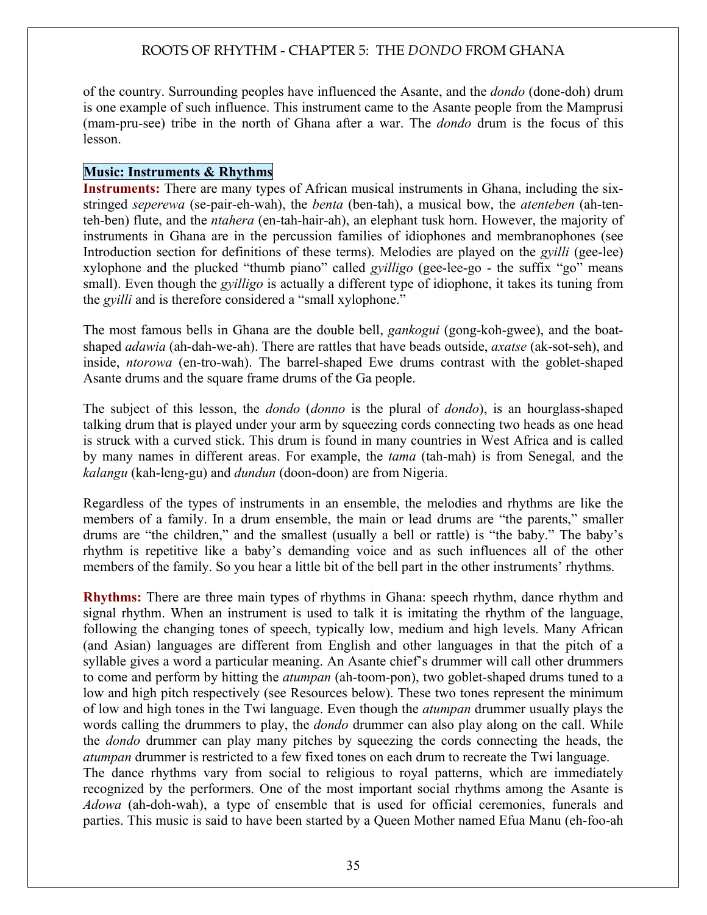of the country. Surrounding peoples have influenced the Asante, and the *dondo* (done-doh) drum is one example of such influence. This instrument came to the Asante people from the Mamprusi (mam-pru-see) tribe in the north of Ghana after a war. The *dondo* drum is the focus of this lesson.

**Music: Instruments & Rhythms**

**Instruments:** There are many types of African musical instruments in Ghana, including the six-stringed *seperewa* (se-pair-eh-wah), the *benta* (ben-tah), a musical bow, the *atenteben* (ah-ten-teh-ben) flute, and the *ntahera* (en-tah-hair-ah), an elephant tusk horn. However, the majority of instruments in Ghana are in the percussion families of idiophones and membranophones (see Introduction section for definitions of these terms). Melodies are played on the *gyilli* (gee-lee) xylophone and the plucked "thumb piano" called *gyilligo* (gee-lee-go - the suffix "go" means small). Even though the *gyilligo* is actually a different type of idiophone, it takes its tuning from the *gyilli* and is therefore considered a "small xylophone."

The most famous bells in Ghana are the double bell, *gankogui* (gong-koh-gwee), and the boat-shaped *adawia* (ah-dah-we-ah). There are rattles that have beads outside, *axatse* (ak-sot-seh), and inside, *ntorowa* (en-tro-wah). The barrel-shaped Ewe drums contrast with the goblet-shaped Asante drums and the square frame drums of the Ga people.

The subject of this lesson, the *dondo* (*donno* is the plural of *dondo*), is an hourglass-shaped talking drum that is played under your arm by squeezing cords connecting two heads as one head is struck with a curved stick. This drum is found in many countries in West Africa and is called by many names in different areas. For example, the *tama* (tah-mah) is from Senegal, and the *kalangu* (kah-leng-gu) and *dundun* (doon-doon) are from Nigeria.

Regardless of the types of instruments in an ensemble, the melodies and rhythms are like the members of a family. In a drum ensemble, the main or lead drums are "the parents," smaller drums are "the children," and the smallest (usually a bell or rattle) is "the baby." The baby's rhythm is repetitive like a baby's demanding voice and as such influences all of the other members of the family. So you hear a little bit of the bell part in the other instruments' rhythms.

**Rhythms:** There are three main types of rhythms in Ghana: speech rhythm, dance rhythm and signal rhythm. When an instrument is used to talk it is imitating the rhythm of the language, following the changing tones of speech, typically low, medium and high levels. Many African (and Asian) languages are different from English and other languages in that the pitch of a syllable gives a word a particular meaning. An Asante chief's drummer will call other drummers to come and perform by hitting the *atumpan* (ah-toom-pon), two goblet-shaped drums tuned to a low and high pitch respectively (see Resources below). These two tones represent the minimum of low and high tones in the Twi language. Even though the *atumpan* drummer usually plays the words calling the drummers to play, the *dondo* drummer can also play along on the call. While the *dondo* drummer can play many pitches by squeezing the cords connecting the heads, the *atumpan* drummer is restricted to a few fixed tones on each drum to recreate the Twi language.

The dance rhythms vary from social to religious to royal patterns, which are immediately recognized by the performers. One of the most important social rhythms among the Asante is *Adowa* (ah-doh-wah), a type of ensemble that is used for official ceremonies, funerals and parties. This music is said to have been started by a Queen Mother named Efua Manu (eh-foo-ah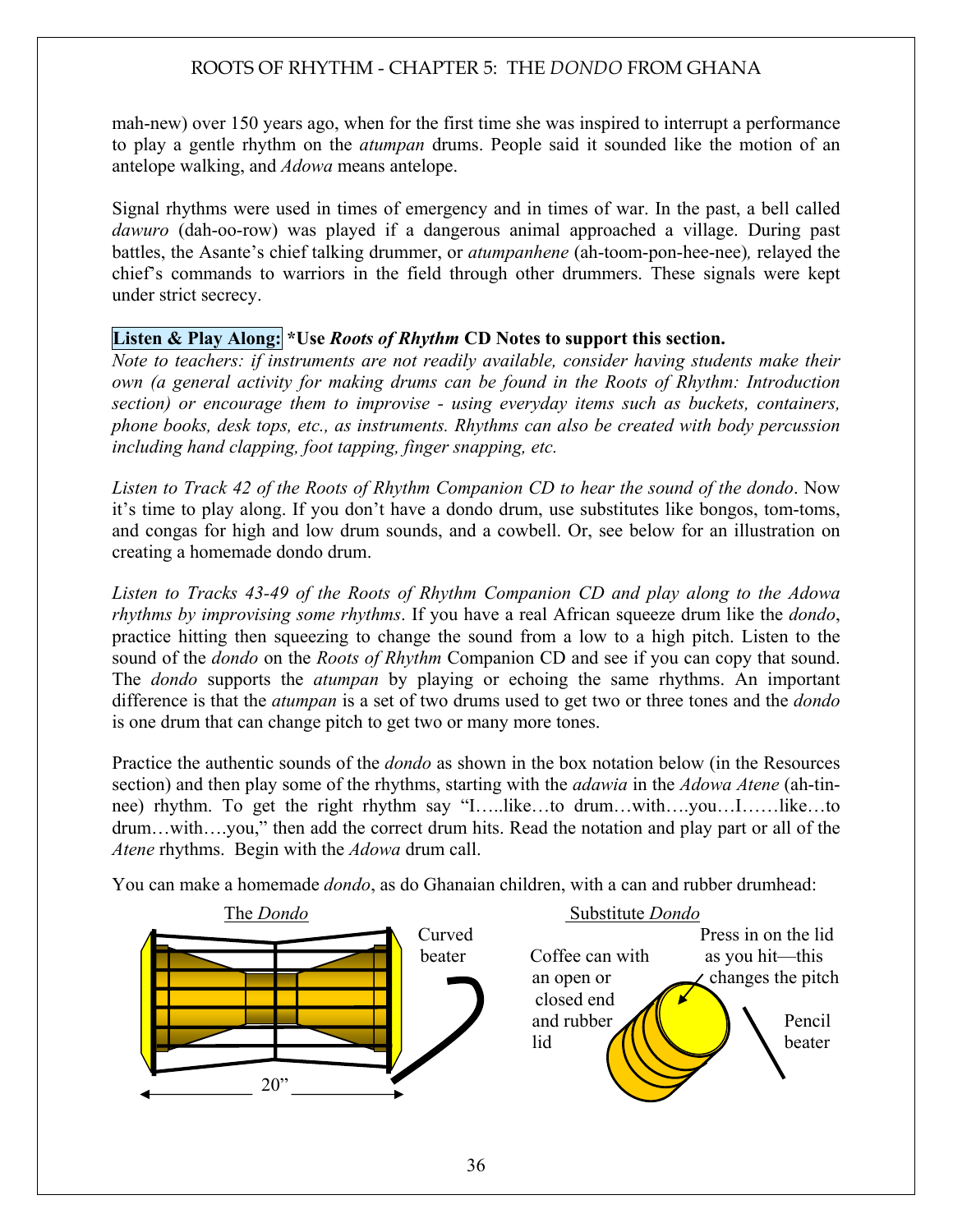mah-new) over 150 years ago, when for the first time she was inspired to interrupt a performance to play a gentle rhythm on the *atumpan* drums. People said it sounded like the motion of an antelope walking, and *Adowa* means antelope.

Signal rhythms were used in times of emergency and in times of war. In the past, a bell called *dawuro* (dah-oo-row) was played if a dangerous animal approached a village. During past battles, the Asante's chief talking drummer, or *atumpanhene* (ah-toom-pon-hee-nee), relayed the chief's commands to warriors in the field through other drummers. These signals were kept under strict secrecy.

**Listen & Play Along:** **\*Use *Roots of Rhythm* CD Notes to support this section.**
*Note to teachers: if instruments are not readily available, consider having students make their own (a general activity for making drums can be found in the Roots of Rhythm: Introduction section) or encourage them to improvise - using everyday items such as buckets, containers, phone books, desk tops, etc., as instruments. Rhythms can also be created with body percussion including hand clapping, foot tapping, finger snapping, etc.*

*Listen to Track 42 of the Roots of Rhythm Companion CD to hear the sound of the dondo*. Now it's time to play along. If you don't have a dondo drum, use substitutes like bongos, tom-toms, and congas for high and low drum sounds, and a cowbell. Or, see below for an illustration on creating a homemade dondo drum.

*Listen to Tracks 43-49 of the Roots of Rhythm Companion CD and play along to the Adowa rhythms by improvising some rhythms*. If you have a real African squeeze drum like the *dondo*, practice hitting then squeezing to change the sound from a low to a high pitch. Listen to the sound of the *dondo* on the *Roots of Rhythm* Companion CD and see if you can copy that sound. The *dondo* supports the *atumpan* by playing or echoing the same rhythms. An important difference is that the *atumpan* is a set of two drums used to get two or three tones and the *dondo* is one drum that can change pitch to get two or many more tones.

Practice the authentic sounds of the *dondo* as shown in the box notation below (in the Resources section) and then play some of the rhythms, starting with the *adawia* in the *Adowa Atene* (ah-tin-nee) rhythm. To get the right rhythm say "I…..like…to drum…with….you…I……like…to drum…with….you," then add the correct drum hits. Read the notation and play part or all of the *Atene* rhythms. Begin with the *Adowa* drum call.

You can make a homemade *dondo*, as do Ghanaian children, with a can and rubber drumhead:

The *Dondo*

20"

Curved beater

Substitute *Dondo*

Coffee can with an open or closed end and rubber lid

Press in on the lid as you hit—this changes the pitch

Pencil beater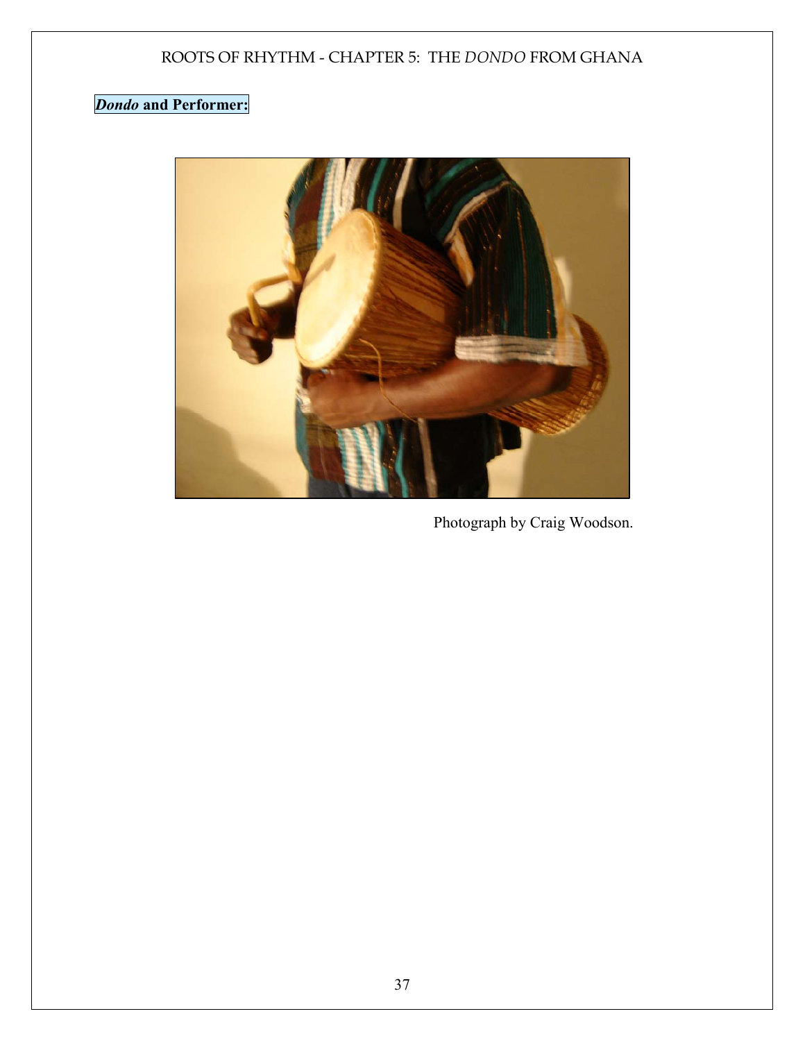***Dondo* and Performer:**

Photograph by Craig Woodson.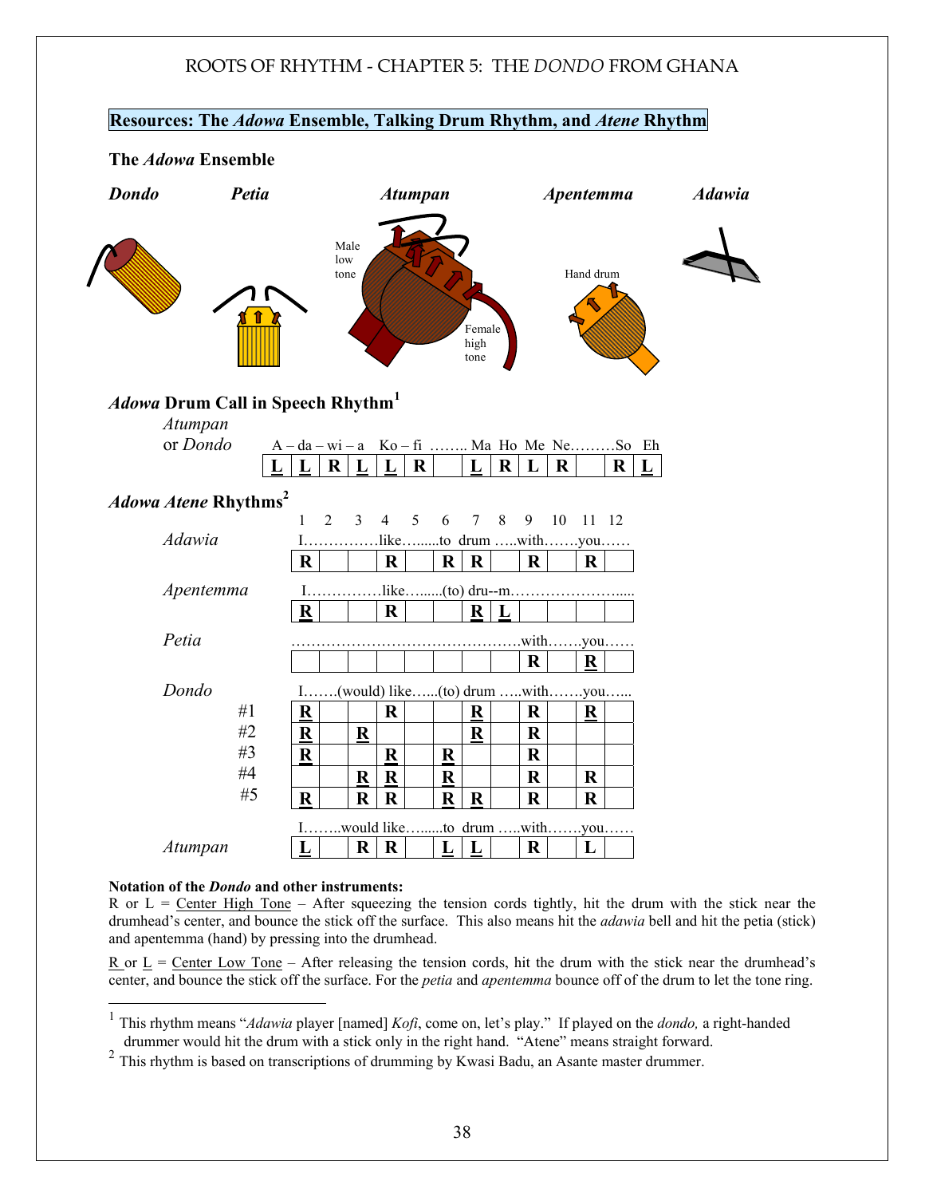## Resources: The *Adowa* Ensemble, Talking Drum Rhythm, and *Atene* Rhythm

### The *Adowa* Ensemble

***Dondo*** ***Petia*** ***Atumpan*** ***Apentemma*** ***Adawia***

### *Adowa* Drum Call in Speech Rhythm[1]

*Atumpan* or *Dondo*

| A | da | wi | a | Ko | fi | …….. | Ma | Ho | Me | Ne | ……… | So | Eh |
|---|---|---|---|---|---|---|---|---|---|---|---|---|---|
| <u>L</u> | <u>L</u> | R | <u>L</u> | <u>L</u> | R | | <u>L</u> | R | L | R | | R | <u>L</u> |

### *Adowa Atene* Rhythms[2]

| | 1 | 2 | 3 | 4 | 5 | 6 | 7 | 8 | 9 | 10 | 11 | 12 |
|---|---|---|---|---|---|---|---|---|---|---|---|---|
| *Adawia* (I……………like…......to drum …..with…….you……) | R | | | R | | R | R | | R | | R | |
| *Apentemma* (I……………like…......(to) dru--m………………….....) | <u>R</u> | | | R | | | <u>R</u> | <u>L</u> | | | | |
| *Petia* (……………………………………….with…….you……) | | | | | | | | | R | | <u>R</u> | |
| *Dondo* (I…….(would) like…...(to) drum …..with…….you…...) #1 | <u>R</u> | | | R | | | <u>R</u> | | R | | <u>R</u> | |
| #2 | <u>R</u> | | <u>R</u> | | | | <u>R</u> | | R | | | |
| #3 | <u>R</u> | | | <u>R</u> | | <u>R</u> | | | R | | | |
| #4 | | | <u>R</u> | <u>R</u> | | <u>R</u> | | | R | | R | |
| #5 | <u>R</u> | | R | R | | <u>R</u> | <u>R</u> | | R | | R | |
| *Atumpan* (I……..would like…......to drum …..with…….you……) | <u>L</u> | | R | R | | <u>L</u> | <u>L</u> | | R | | L | |

**Notation of the *Dondo* and other instruments:**

R or L = Center High Tone – After squeezing the tension cords tightly, hit the drum with the stick near the drumhead's center, and bounce the stick off the surface. This also means hit the *adawia* bell and hit the petia (stick) and apentemma (hand) by pressing into the drumhead.

<u>R</u> or <u>L</u> = Center Low Tone – After releasing the tension cords, hit the drum with the stick near the drumhead's center, and bounce the stick off the surface. For the *petia* and *apentemma* bounce off of the drum to let the tone ring.

---

[1] This rhythm means "*Adawia* player [named] *Kofi*, come on, let's play." If played on the *dondo,* a right-handed drummer would hit the drum with a stick only in the right hand. "Atene" means straight forward.

[2] This rhythm is based on transcriptions of drumming by Kwasi Badu, an Asante master drummer.